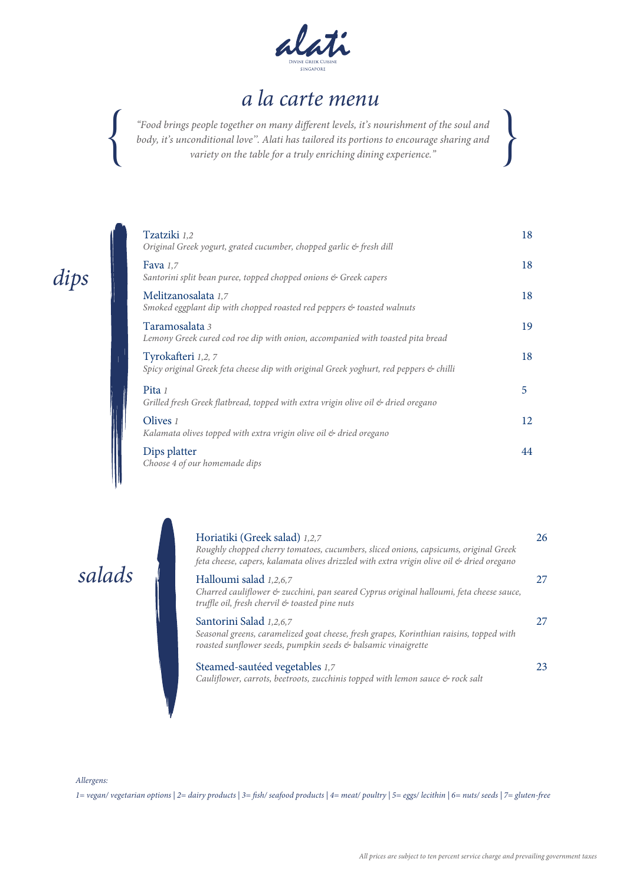alati

Divine Greek Cuisine
Singapore

# a la carte menu

*"Food brings people together on many different levels, it's nourishment of the soul and body, it's unconditional love". Alati has tailored its portions to encourage sharing and variety on the table for a truly enriching dining experience."*

## dips

**Tzatziki** *1,2* — 18
*Original Greek yogurt, grated cucumber, chopped garlic & fresh dill*

**Fava** *1,7* — 18
*Santorini split bean puree, topped chopped onions & Greek capers*

**Melitzanosalata** *1,7* — 18
*Smoked eggplant dip with chopped roasted red peppers & toasted walnuts*

**Taramosalata** *3* — 19
*Lemony Greek cured cod roe dip with onion, accompanied with toasted pita bread*

**Tyrokafteri** *1,2, 7* — 18
*Spicy original Greek feta cheese dip with original Greek yoghurt, red peppers & chilli*

**Pita** *1* — 5
*Grilled fresh Greek flatbread, topped with extra vrigin olive oil & dried oregano*

**Olives** *1* — 12
*Kalamata olives topped with extra vrigin olive oil & dried oregano*

**Dips platter** — 44
*Choose 4 of our homemade dips*

## salads

**Horiatiki (Greek salad)** *1,2,7* — 26
*Roughly chopped cherry tomatoes, cucumbers, sliced onions, capsicums, original Greek feta cheese, capers, kalamata olives drizzled with extra virgin olive oil & dried oregano*

**Halloumi salad** *1,2,6,7* — 27
*Charred cauliflower & zucchini, pan seared Cyprus original halloumi, feta cheese sauce, truffle oil, fresh chervil & toasted pine nuts*

**Santorini Salad** *1,2,6,7* — 27
*Seasonal greens, caramelized goat cheese, fresh grapes, Korinthian raisins, topped with roasted sunflower seeds, pumpkin seeds & balsamic vinaigrette*

**Steamed-sautéed vegetables** *1,7* — 23
*Cauliflower, carrots, beetroots, zucchinis topped with lemon sauce & rock salt*

*Allergens:*

*1= vegan/ vegetarian options | 2= dairy products | 3= fish/ seafood products | 4= meat/ poultry | 5= eggs/ lecithin | 6= nuts/ seeds | 7= gluten-free*

*All prices are subject to ten percent service charge and prevailing government taxes*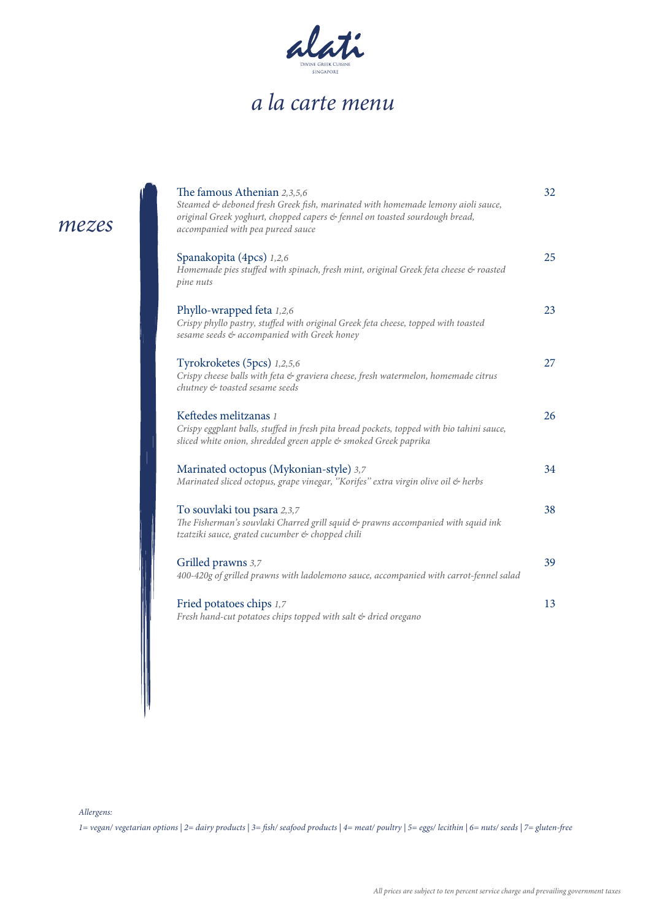alati

DIVINE GREEK CUISINE
SINGAPORE

# *a la carte menu*

## *mezes*

**The famous Athenian** *2,3,5,6* — 32
*Steamed & deboned fresh Greek fish, marinated with homemade lemony aioli sauce, original Greek yoghurt, chopped capers & fennel on toasted sourdough bread, accompanied with pea pureed sauce*

**Spanakopita (4pcs)** *1,2,6* — 25
*Homemade pies stuffed with spinach, fresh mint, original Greek feta cheese & roasted pine nuts*

**Phyllo-wrapped feta** *1,2,6* — 23
*Crispy phyllo pastry, stuffed with original Greek feta cheese, topped with toasted sesame seeds & accompanied with Greek honey*

**Tyrokroketes (5pcs)** *1,2,5,6* — 27
*Crispy cheese balls with feta & graviera cheese, fresh watermelon, homemade citrus chutney & toasted sesame seeds*

**Keftedes melitzanas** *1* — 26
*Crispy eggplant balls, stuffed in fresh pita bread pockets, topped with bio tahini sauce, sliced white onion, shredded green apple & smoked Greek paprika*

**Marinated octopus (Mykonian-style)** *3,7* — 34
*Marinated sliced octopus, grape vinegar, "Korifes" extra virgin olive oil & herbs*

**To souvlaki tou psara** *2,3,7* — 38
*The Fisherman's souvlaki Charred grill squid & prawns accompanied with squid ink tzatziki sauce, grated cucumber & chopped chili*

**Grilled prawns** *3,7* — 39
*400-420g of grilled prawns with ladolemono sauce, accompanied with carrot-fennel salad*

**Fried potatoes chips** *1,7* — 13
*Fresh hand-cut potatoes chips topped with salt & dried oregano*

*Allergens:*

*1= vegan/ vegetarian options | 2= dairy products | 3= fish/ seafood products | 4= meat/ poultry | 5= eggs/ lecithin | 6= nuts/ seeds | 7= gluten-free*

*All prices are subject to ten percent service charge and prevailing government taxes*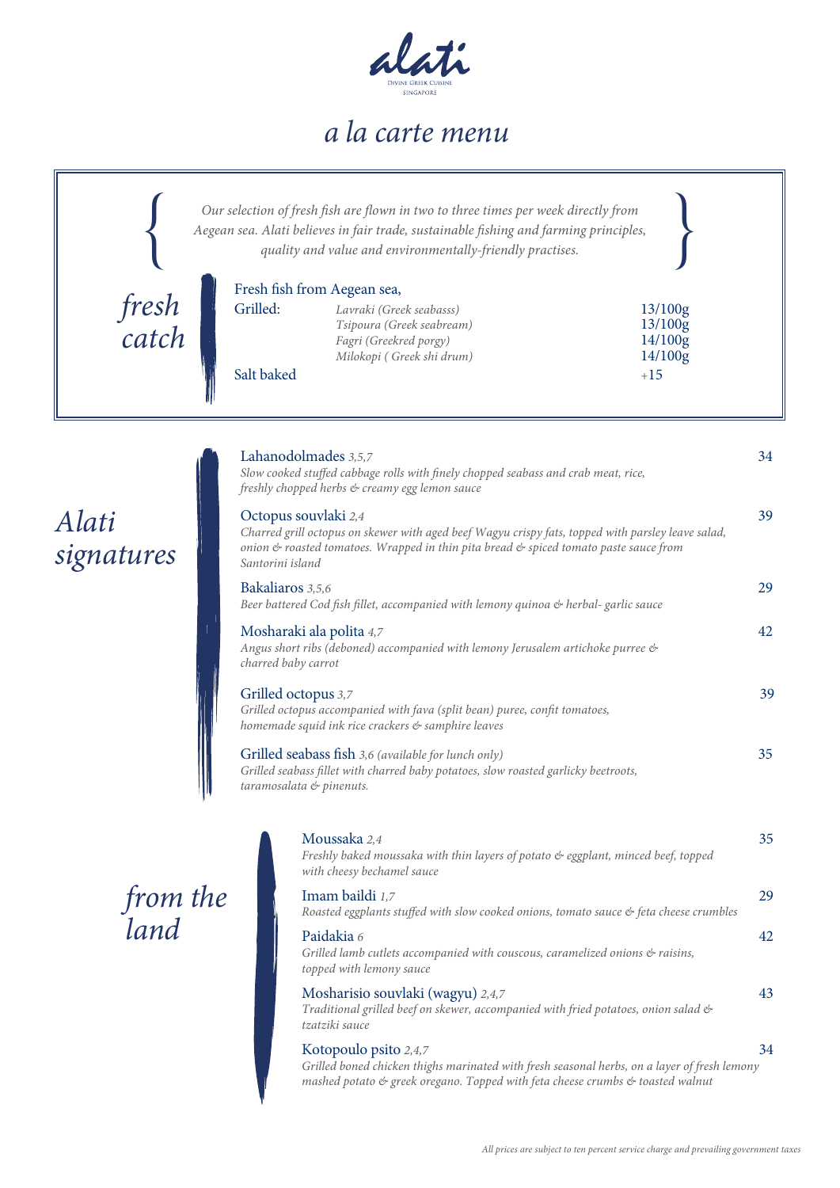# alati

Divine Greek Cuisine
Singapore

## *a la carte menu*

*Our selection of fresh fish are flown in two to three times per week directly from Aegean sea. Alati believes in fair trade, sustainable fishing and farming principles, quality and value and environmentally-friendly practises.*

## *fresh catch*

Fresh fish from Aegean sea,

| | | |
|---|---|---|
| Grilled: | *Lavraki (Greek seabasss)* | 13/100g |
| | *Tsipoura (Greek seabream)* | 13/100g |
| | *Fagri (Greekred porgy)* | 14/100g |
| | *Milokopi ( Greek shi drum)* | 14/100g |
| Salt baked | | +15 |

## *Alati signatures*

**Lahanodolmades** *3,5,7* — 34
*Slow cooked stuffed cabbage rolls with finely chopped seabass and crab meat, rice, freshly chopped herbs & creamy egg lemon sauce*

**Octopus souvlaki** *2,4* — 39
*Charred grill octopus on skewer with aged beef Wagyu crispy fats, topped with parsley leave salad, onion & roasted tomatoes. Wrapped in thin pita bread & spiced tomato paste sauce from Santorini island*

**Bakaliaros** *3,5,6* — 29
*Beer battered Cod fish fillet, accompanied with lemony quinoa & herbal- garlic sauce*

**Mosharaki ala polita** *4,7* — 42
*Angus short ribs (deboned) accompanied with lemony Jerusalem artichoke purree & charred baby carrot*

**Grilled octopus** *3,7* — 39
*Grilled octopus accompanied with fava (split bean) puree, confit tomatoes, homemade squid ink rice crackers & samphire leaves*

**Grilled seabass fish** *3,6 (available for lunch only)* — 35
*Grilled seabass fillet with charred baby potatoes, slow roasted garlicky beetroots, taramosalata & pinenuts.*

## *from the land*

**Moussaka** *2,4* — 35
*Freshly baked moussaka with thin layers of potato & eggplant, minced beef, topped with cheesy bechamel sauce*

**Imam baildi** *1,7* — 29
*Roasted eggplants stuffed with slow cooked onions, tomato sauce & feta cheese crumbles*

**Paidakia** *6* — 42
*Grilled lamb cutlets accompanied with couscous, caramelized onions & raisins, topped with lemony sauce*

**Mosharisio souvlaki (wagyu)** *2,4,7* — 43
*Traditional grilled beef on skewer, accompanied with fried potatoes, onion salad & tzatziki sauce*

**Kotopoulo psito** *2,4,7* — 34
*Grilled boned chicken thighs marinated with fresh seasonal herbs, on a layer of fresh lemony mashed potato & greek oregano. Topped with feta cheese crumbs & toasted walnut*

*All prices are subject to ten percent service charge and prevailing government taxes*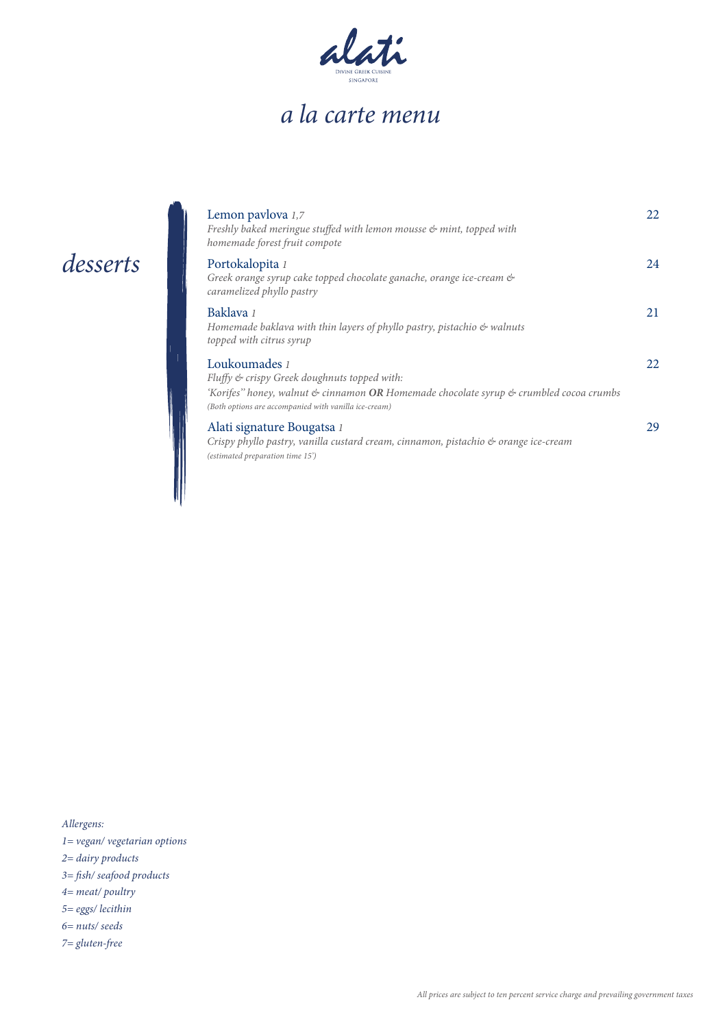alati

Divine Greek Cuisine
Singapore

# *a la carte menu*

## *desserts*

**Lemon pavlova** *1,7* — 22
*Freshly baked meringue stuffed with lemon mousse & mint, topped with homemade forest fruit compote*

**Portokalopita** *1* — 24
*Greek orange syrup cake topped chocolate ganache, orange ice-cream & caramelized phyllo pastry*

**Baklava** *1* — 21
*Homemade baklava with thin layers of phyllo pastry, pistachio & walnuts topped with citrus syrup*

**Loukoumades** *1* — 22
*Fluffy & crispy Greek doughnuts topped with:*
*'Korifes" honey, walnut & cinnamon* ***OR*** *Homemade chocolate syrup & crumbled cocoa crumbs*
*(Both options are accompanied with vanilla ice-cream)*

**Alati signature Bougatsa** *1* — 29
*Crispy phyllo pastry, vanilla custard cream, cinnamon, pistachio & orange ice-cream*
*(estimated preparation time 15')*

*Allergens:*
*1= vegan/ vegetarian options*
*2= dairy products*
*3= fish/ seafood products*
*4= meat/ poultry*
*5= eggs/ lecithin*
*6= nuts/ seeds*
*7= gluten-free*

*All prices are subject to ten percent service charge and prevailing government taxes*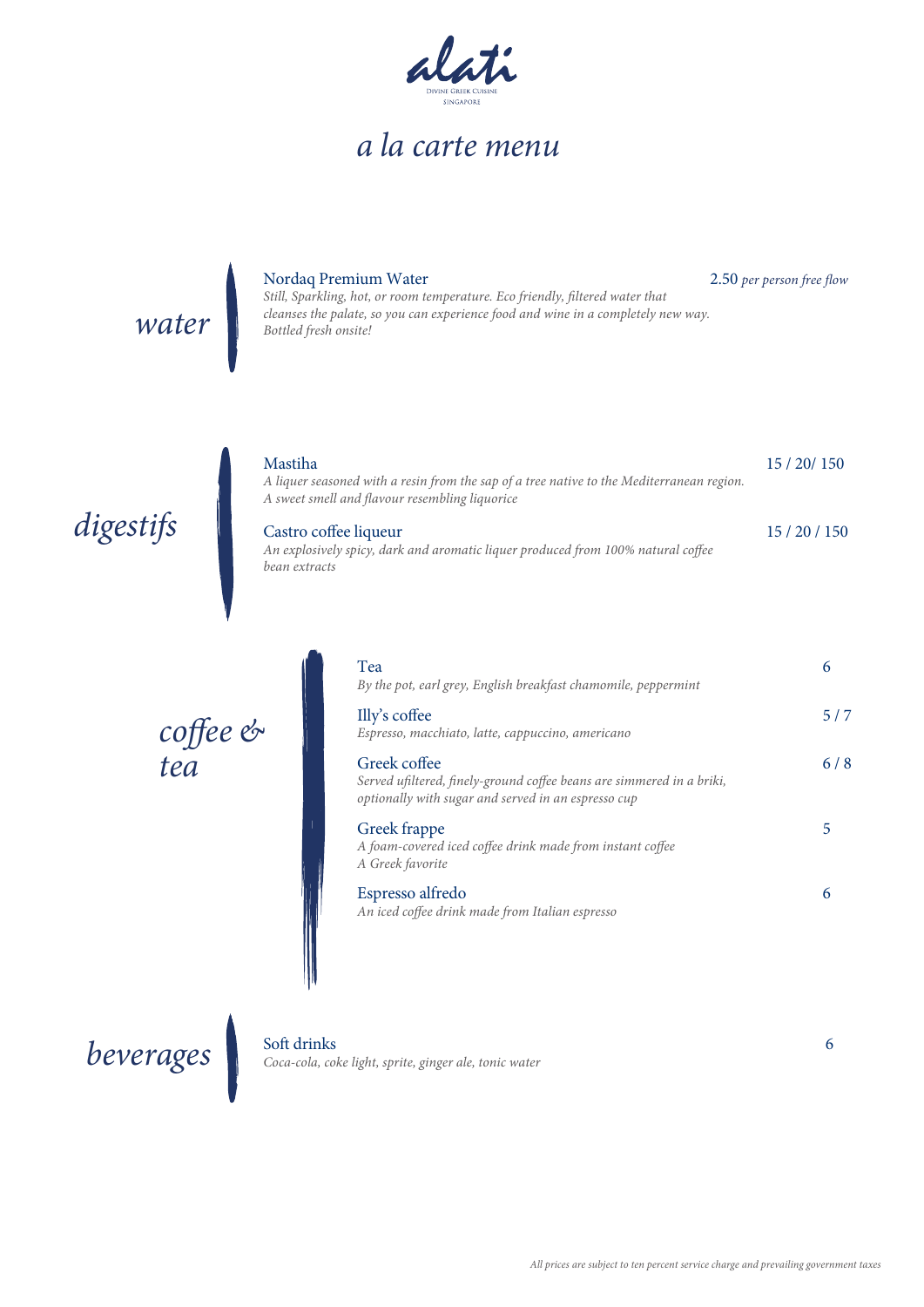alati

Divine Greek Cuisine
Singapore

# *a la carte menu*

## *water*

Nordaq Premium Water — 2.50 *per person free flow*

*Still, Sparkling, hot, or room temperature. Eco friendly, filtered water that cleanses the palate, so you can experience food and wine in a completely new way. Bottled fresh onsite!*

## *digestifs*

Mastiha — 15 / 20/ 150

*A liquer seasoned with a resin from the sap of a tree native to the Mediterranean region. A sweet smell and flavour resembling liquorice*

Castro coffee liqueur — 15 / 20 / 150

*An explosively spicy, dark and aromatic liquer produced from 100% natural coffee bean extracts*

## *coffee & tea*

Tea — 6

*By the pot, earl grey, English breakfast chamomile, peppermint*

Illy's coffee — 5 / 7

*Espresso, macchiato, latte, cappuccino, americano*

Greek coffee — 6 / 8

*Served ufiltered, finely-ground coffee beans are simmered in a briki, optionally with sugar and served in an espresso cup*

Greek frappe — 5

*A foam-covered iced coffee drink made from instant coffee*
*A Greek favorite*

Espresso alfredo — 6

*An iced coffee drink made from Italian espresso*

## *beverages*

Soft drinks — 6

*Coca-cola, coke light, sprite, ginger ale, tonic water*

*All prices are subject to ten percent service charge and prevailing government taxes*